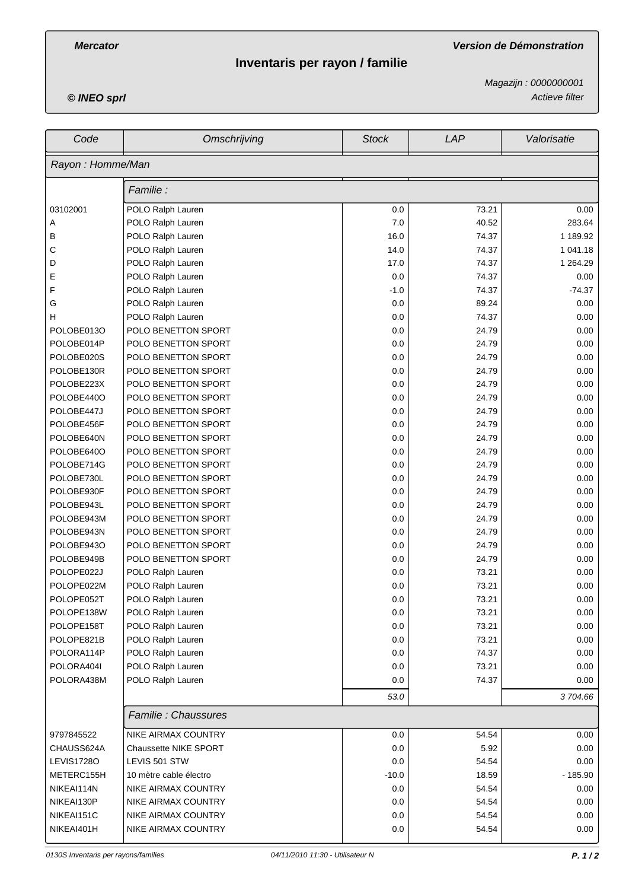**Mercator**

**Version de Démonstration**

# Inventaris per rayon / familie

*Magazijn : 0000000001*

*Actieve filter*

**© INEO sprl**

| Code | Omschrijving | Stock | LAP | Valorisatie |
|---|---|---|---|---|
| *Rayon : Homme/Man* | | | | |
| | *Familie :* | | | |
| 03102001 | POLO Ralph Lauren | 0.0 | 73.21 | 0.00 |
| A | POLO Ralph Lauren | 7.0 | 40.52 | 283.64 |
| B | POLO Ralph Lauren | 16.0 | 74.37 | 1 189.92 |
| C | POLO Ralph Lauren | 14.0 | 74.37 | 1 041.18 |
| D | POLO Ralph Lauren | 17.0 | 74.37 | 1 264.29 |
| E | POLO Ralph Lauren | 0.0 | 74.37 | 0.00 |
| F | POLO Ralph Lauren | -1.0 | 74.37 | -74.37 |
| G | POLO Ralph Lauren | 0.0 | 89.24 | 0.00 |
| H | POLO Ralph Lauren | 0.0 | 74.37 | 0.00 |
| POLOBE013O | POLO BENETTON SPORT | 0.0 | 24.79 | 0.00 |
| POLOBE014P | POLO BENETTON SPORT | 0.0 | 24.79 | 0.00 |
| POLOBE020S | POLO BENETTON SPORT | 0.0 | 24.79 | 0.00 |
| POLOBE130R | POLO BENETTON SPORT | 0.0 | 24.79 | 0.00 |
| POLOBE223X | POLO BENETTON SPORT | 0.0 | 24.79 | 0.00 |
| POLOBE440O | POLO BENETTON SPORT | 0.0 | 24.79 | 0.00 |
| POLOBE447J | POLO BENETTON SPORT | 0.0 | 24.79 | 0.00 |
| POLOBE456F | POLO BENETTON SPORT | 0.0 | 24.79 | 0.00 |
| POLOBE640N | POLO BENETTON SPORT | 0.0 | 24.79 | 0.00 |
| POLOBE640O | POLO BENETTON SPORT | 0.0 | 24.79 | 0.00 |
| POLOBE714G | POLO BENETTON SPORT | 0.0 | 24.79 | 0.00 |
| POLOBE730L | POLO BENETTON SPORT | 0.0 | 24.79 | 0.00 |
| POLOBE930F | POLO BENETTON SPORT | 0.0 | 24.79 | 0.00 |
| POLOBE943L | POLO BENETTON SPORT | 0.0 | 24.79 | 0.00 |
| POLOBE943M | POLO BENETTON SPORT | 0.0 | 24.79 | 0.00 |
| POLOBE943N | POLO BENETTON SPORT | 0.0 | 24.79 | 0.00 |
| POLOBE943O | POLO BENETTON SPORT | 0.0 | 24.79 | 0.00 |
| POLOBE949B | POLO BENETTON SPORT | 0.0 | 24.79 | 0.00 |
| POLOPE022J | POLO Ralph Lauren | 0.0 | 73.21 | 0.00 |
| POLOPE022M | POLO Ralph Lauren | 0.0 | 73.21 | 0.00 |
| POLOPE052T | POLO Ralph Lauren | 0.0 | 73.21 | 0.00 |
| POLOPE138W | POLO Ralph Lauren | 0.0 | 73.21 | 0.00 |
| POLOPE158T | POLO Ralph Lauren | 0.0 | 73.21 | 0.00 |
| POLOPE821B | POLO Ralph Lauren | 0.0 | 73.21 | 0.00 |
| POLORA114P | POLO Ralph Lauren | 0.0 | 74.37 | 0.00 |
| POLORA404I | POLO Ralph Lauren | 0.0 | 73.21 | 0.00 |
| POLORA438M | POLO Ralph Lauren | 0.0 | 74.37 | 0.00 |
| | | *53.0* | | *3 704.66* |
| | *Familie : Chaussures* | | | |
| 9797845522 | NIKE AIRMAX COUNTRY | 0.0 | 54.54 | 0.00 |
| CHAUSS624A | Chaussette NIKE SPORT | 0.0 | 5.92 | 0.00 |
| LEVIS1728O | LEVIS 501 STW | 0.0 | 54.54 | 0.00 |
| METERC155H | 10 mètre cable électro | -10.0 | 18.59 | - 185.90 |
| NIKEAI114N | NIKE AIRMAX COUNTRY | 0.0 | 54.54 | 0.00 |
| NIKEAI130P | NIKE AIRMAX COUNTRY | 0.0 | 54.54 | 0.00 |
| NIKEAI151C | NIKE AIRMAX COUNTRY | 0.0 | 54.54 | 0.00 |
| NIKEAI401H | NIKE AIRMAX COUNTRY | 0.0 | 54.54 | 0.00 |

*0130S Inventaris per rayons/families* — *04/11/2010 11:30 - Utilisateur N*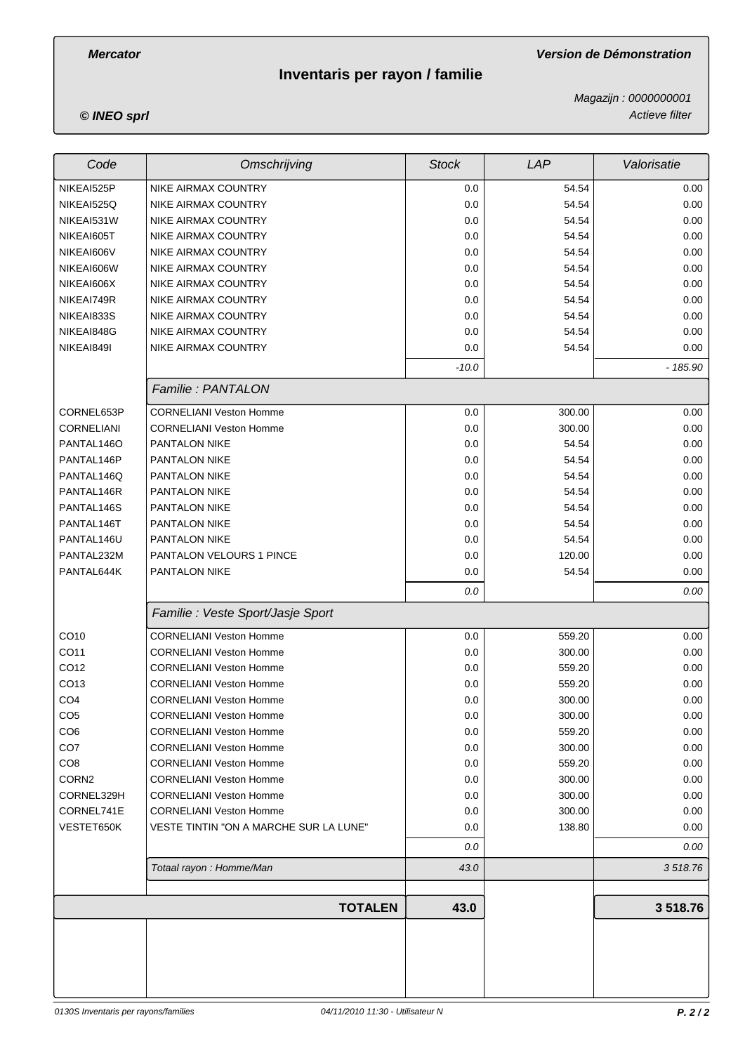**Mercator** | **Version de Démonstration**

# Inventaris per rayon / familie

*Magazijn : 0000000001*
*Actieve filter*

**© INEO sprl**

| Code | Omschrijving | Stock | LAP | Valorisatie |
|---|---|---|---|---|
| NIKEAI525P | NIKE AIRMAX COUNTRY | 0.0 | 54.54 | 0.00 |
| NIKEAI525Q | NIKE AIRMAX COUNTRY | 0.0 | 54.54 | 0.00 |
| NIKEAI531W | NIKE AIRMAX COUNTRY | 0.0 | 54.54 | 0.00 |
| NIKEAI605T | NIKE AIRMAX COUNTRY | 0.0 | 54.54 | 0.00 |
| NIKEAI606V | NIKE AIRMAX COUNTRY | 0.0 | 54.54 | 0.00 |
| NIKEAI606W | NIKE AIRMAX COUNTRY | 0.0 | 54.54 | 0.00 |
| NIKEAI606X | NIKE AIRMAX COUNTRY | 0.0 | 54.54 | 0.00 |
| NIKEAI749R | NIKE AIRMAX COUNTRY | 0.0 | 54.54 | 0.00 |
| NIKEAI833S | NIKE AIRMAX COUNTRY | 0.0 | 54.54 | 0.00 |
| NIKEAI848G | NIKE AIRMAX COUNTRY | 0.0 | 54.54 | 0.00 |
| NIKEAI849I | NIKE AIRMAX COUNTRY | 0.0 | 54.54 | 0.00 |
| | | *-10.0* | | *- 185.90* |
| | *Familie : PANTALON* | | | |
| CORNEL653P | CORNELIANI Veston Homme | 0.0 | 300.00 | 0.00 |
| CORNELIANI | CORNELIANI Veston Homme | 0.0 | 300.00 | 0.00 |
| PANTAL146O | PANTALON NIKE | 0.0 | 54.54 | 0.00 |
| PANTAL146P | PANTALON NIKE | 0.0 | 54.54 | 0.00 |
| PANTAL146Q | PANTALON NIKE | 0.0 | 54.54 | 0.00 |
| PANTAL146R | PANTALON NIKE | 0.0 | 54.54 | 0.00 |
| PANTAL146S | PANTALON NIKE | 0.0 | 54.54 | 0.00 |
| PANTAL146T | PANTALON NIKE | 0.0 | 54.54 | 0.00 |
| PANTAL146U | PANTALON NIKE | 0.0 | 54.54 | 0.00 |
| PANTAL232M | PANTALON VELOURS 1 PINCE | 0.0 | 120.00 | 0.00 |
| PANTAL644K | PANTALON NIKE | 0.0 | 54.54 | 0.00 |
| | | *0.0* | | *0.00* |
| | *Familie : Veste Sport/Jasje Sport* | | | |
| CO10 | CORNELIANI Veston Homme | 0.0 | 559.20 | 0.00 |
| CO11 | CORNELIANI Veston Homme | 0.0 | 300.00 | 0.00 |
| CO12 | CORNELIANI Veston Homme | 0.0 | 559.20 | 0.00 |
| CO13 | CORNELIANI Veston Homme | 0.0 | 559.20 | 0.00 |
| CO4 | CORNELIANI Veston Homme | 0.0 | 300.00 | 0.00 |
| CO5 | CORNELIANI Veston Homme | 0.0 | 300.00 | 0.00 |
| CO6 | CORNELIANI Veston Homme | 0.0 | 559.20 | 0.00 |
| CO7 | CORNELIANI Veston Homme | 0.0 | 300.00 | 0.00 |
| CO8 | CORNELIANI Veston Homme | 0.0 | 559.20 | 0.00 |
| CORN2 | CORNELIANI Veston Homme | 0.0 | 300.00 | 0.00 |
| CORNEL329H | CORNELIANI Veston Homme | 0.0 | 300.00 | 0.00 |
| CORNEL741E | CORNELIANI Veston Homme | 0.0 | 300.00 | 0.00 |
| VESTET650K | VESTE TINTIN "ON A MARCHE SUR LA LUNE" | 0.0 | 138.80 | 0.00 |
| | | *0.0* | | *0.00* |
| | *Totaal rayon : Homme/Man* | *43.0* | | *3 518.76* |
| | **TOTALEN** | **43.0** | | **3 518.76** |

0130S Inventaris per rayons/families — 04/11/2010 11:30 - Utilisateur N